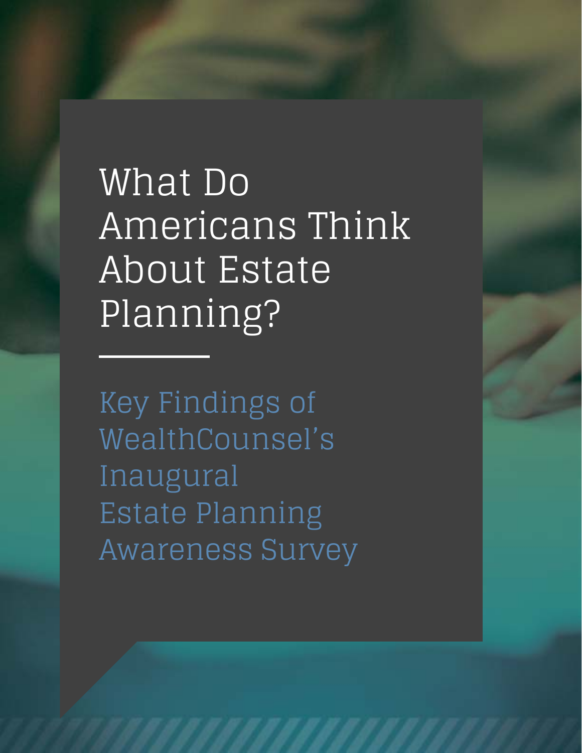# What Do Americans Think About Estate Planning?

## Key Findings of WealthCounsel's Inaugural Estate Planning Awareness Survey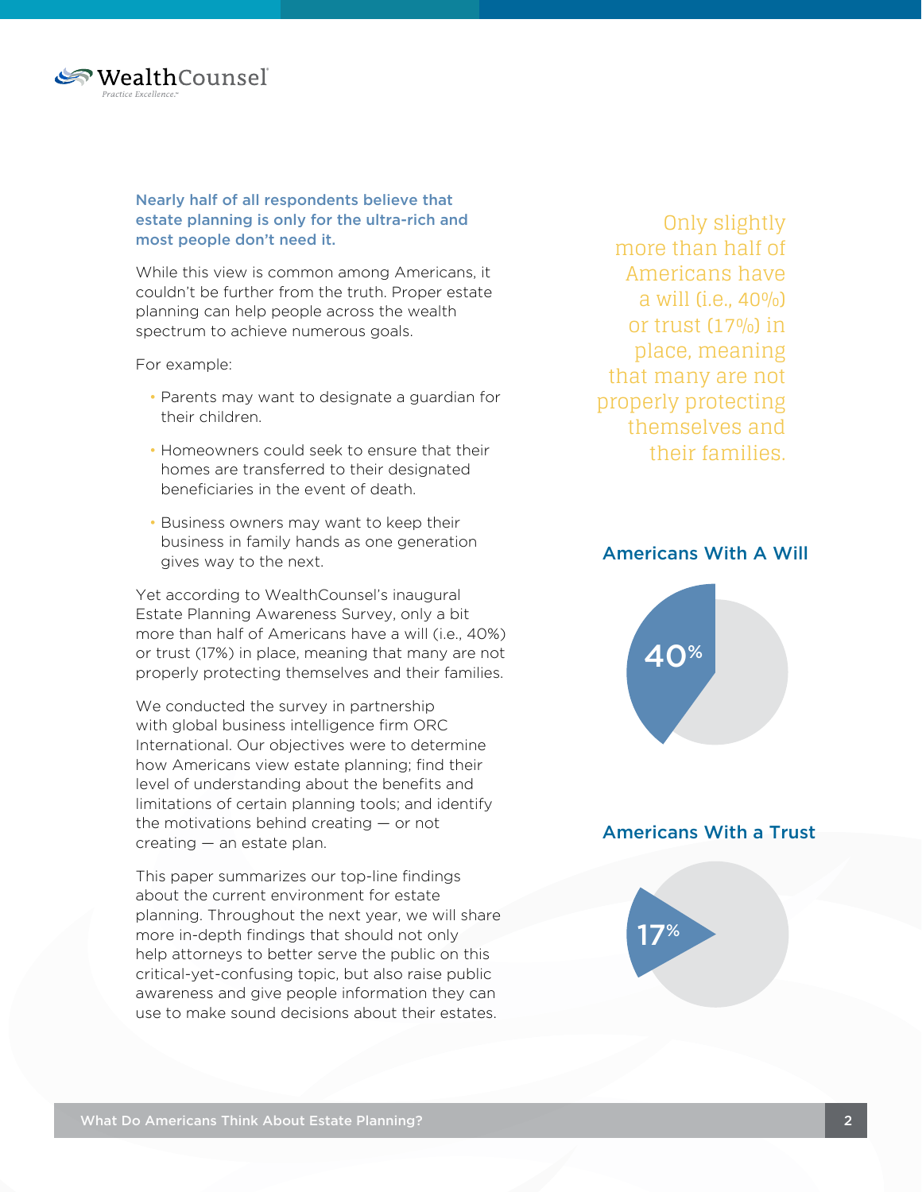**Nearly half of all respondents believe that estate planning is only for the ultra-rich and most people don't need it.**

While this view is common among Americans, it couldn't be further from the truth. Proper estate planning can help people across the wealth spectrum to achieve numerous goals.

For example:

- Parents may want to designate a guardian for their children.
- Homeowners could seek to ensure that their homes are transferred to their designated beneficiaries in the event of death.
- Business owners may want to keep their business in family hands as one generation gives way to the next.

Yet according to WealthCounsel's inaugural Estate Planning Awareness Survey, only a bit more than half of Americans have a will (i.e., 40%) or trust (17%) in place, meaning that many are not properly protecting themselves and their families.

We conducted the survey in partnership with global business intelligence firm ORC International. Our objectives were to determine how Americans view estate planning; find their level of understanding about the benefits and limitations of certain planning tools; and identify the motivations behind creating — or not creating — an estate plan.

This paper summarizes our top-line findings about the current environment for estate planning. Throughout the next year, we will share more in-depth findings that should not only help attorneys to better serve the public on this critical-yet-confusing topic, but also raise public awareness and give people information they can use to make sound decisions about their estates.

> Only slightly more than half of Americans have a will (i.e., 40%) or trust (17%) in place, meaning that many are not properly protecting themselves and their families.

**Americans With A Will**

40%

**Americans With a Trust**

17%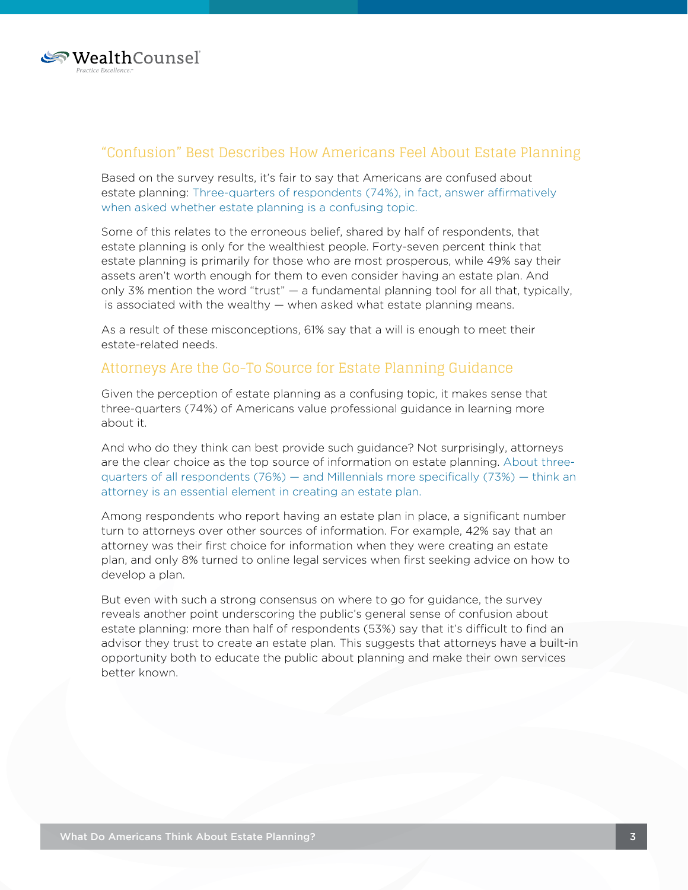## "Confusion" Best Describes How Americans Feel About Estate Planning

Based on the survey results, it's fair to say that Americans are confused about estate planning: Three-quarters of respondents (74%), in fact, answer affirmatively when asked whether estate planning is a confusing topic.

Some of this relates to the erroneous belief, shared by half of respondents, that estate planning is only for the wealthiest people. Forty-seven percent think that estate planning is primarily for those who are most prosperous, while 49% say their assets aren't worth enough for them to even consider having an estate plan. And only 3% mention the word "trust" — a fundamental planning tool for all that, typically, is associated with the wealthy — when asked what estate planning means.

As a result of these misconceptions, 61% say that a will is enough to meet their estate-related needs.

## Attorneys Are the Go-To Source for Estate Planning Guidance

Given the perception of estate planning as a confusing topic, it makes sense that three-quarters (74%) of Americans value professional guidance in learning more about it.

And who do they think can best provide such guidance? Not surprisingly, attorneys are the clear choice as the top source of information on estate planning. About three-quarters of all respondents (76%) — and Millennials more specifically (73%) — think an attorney is an essential element in creating an estate plan.

Among respondents who report having an estate plan in place, a significant number turn to attorneys over other sources of information. For example, 42% say that an attorney was their first choice for information when they were creating an estate plan, and only 8% turned to online legal services when first seeking advice on how to develop a plan.

But even with such a strong consensus on where to go for guidance, the survey reveals another point underscoring the public's general sense of confusion about estate planning: more than half of respondents (53%) say that it's difficult to find an advisor they trust to create an estate plan. This suggests that attorneys have a built-in opportunity both to educate the public about planning and make their own services better known.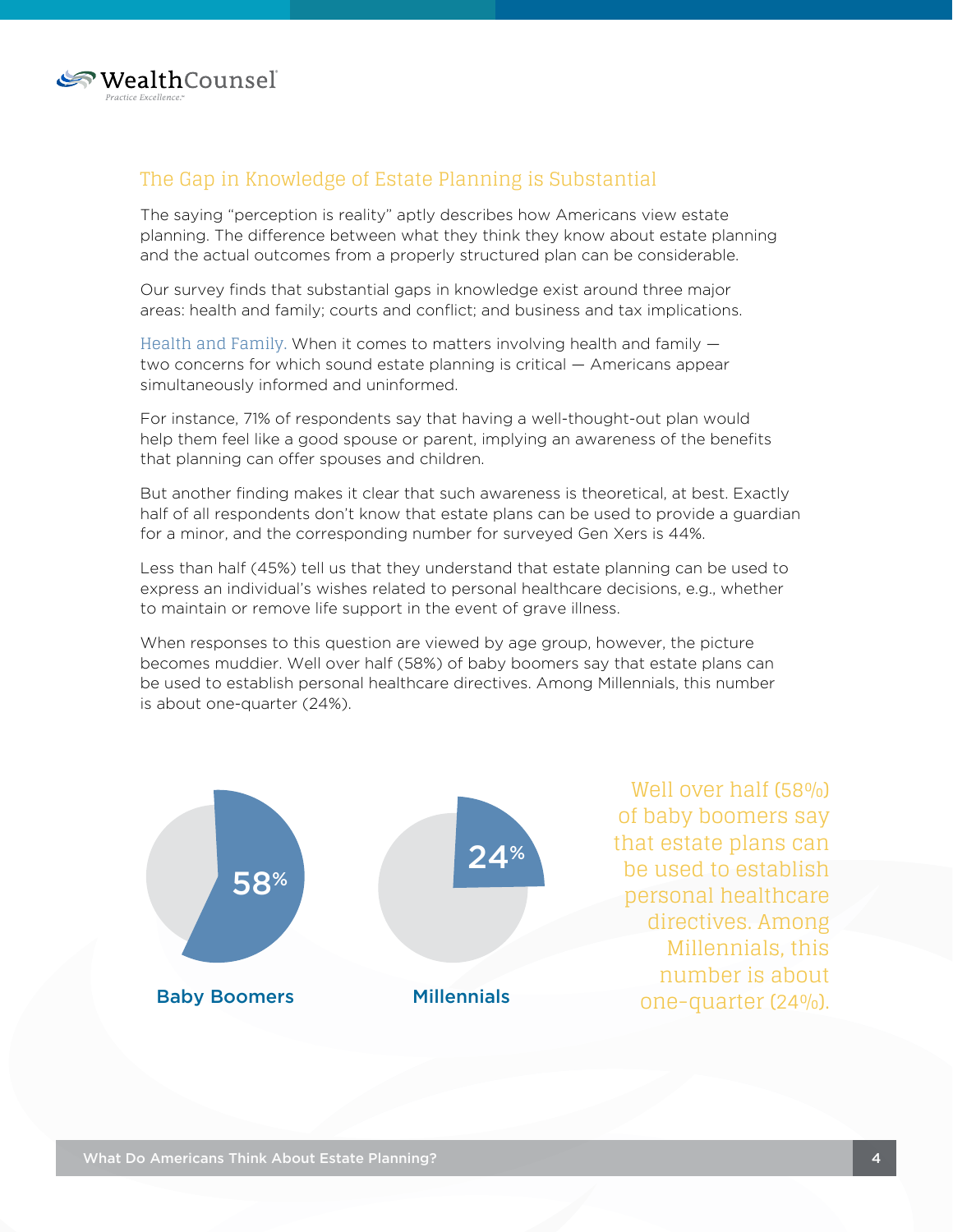## The Gap in Knowledge of Estate Planning is Substantial

The saying "perception is reality" aptly describes how Americans view estate planning. The difference between what they think they know about estate planning and the actual outcomes from a properly structured plan can be considerable.

Our survey finds that substantial gaps in knowledge exist around three major areas: health and family; courts and conflict; and business and tax implications.

**Health and Family.** When it comes to matters involving health and family — two concerns for which sound estate planning is critical — Americans appear simultaneously informed and uninformed.

For instance, 71% of respondents say that having a well-thought-out plan would help them feel like a good spouse or parent, implying an awareness of the benefits that planning can offer spouses and children.

But another finding makes it clear that such awareness is theoretical, at best. Exactly half of all respondents don't know that estate plans can be used to provide a guardian for a minor, and the corresponding number for surveyed Gen Xers is 44%.

Less than half (45%) tell us that they understand that estate planning can be used to express an individual's wishes related to personal healthcare decisions, e.g., whether to maintain or remove life support in the event of grave illness.

When responses to this question are viewed by age group, however, the picture becomes muddier. Well over half (58%) of baby boomers say that estate plans can be used to establish personal healthcare directives. Among Millennials, this number is about one-quarter (24%).

58%

Baby Boomers

24%

Millennials

Well over half (58%) of baby boomers say that estate plans can be used to establish personal healthcare directives. Among Millennials, this number is about one-quarter (24%).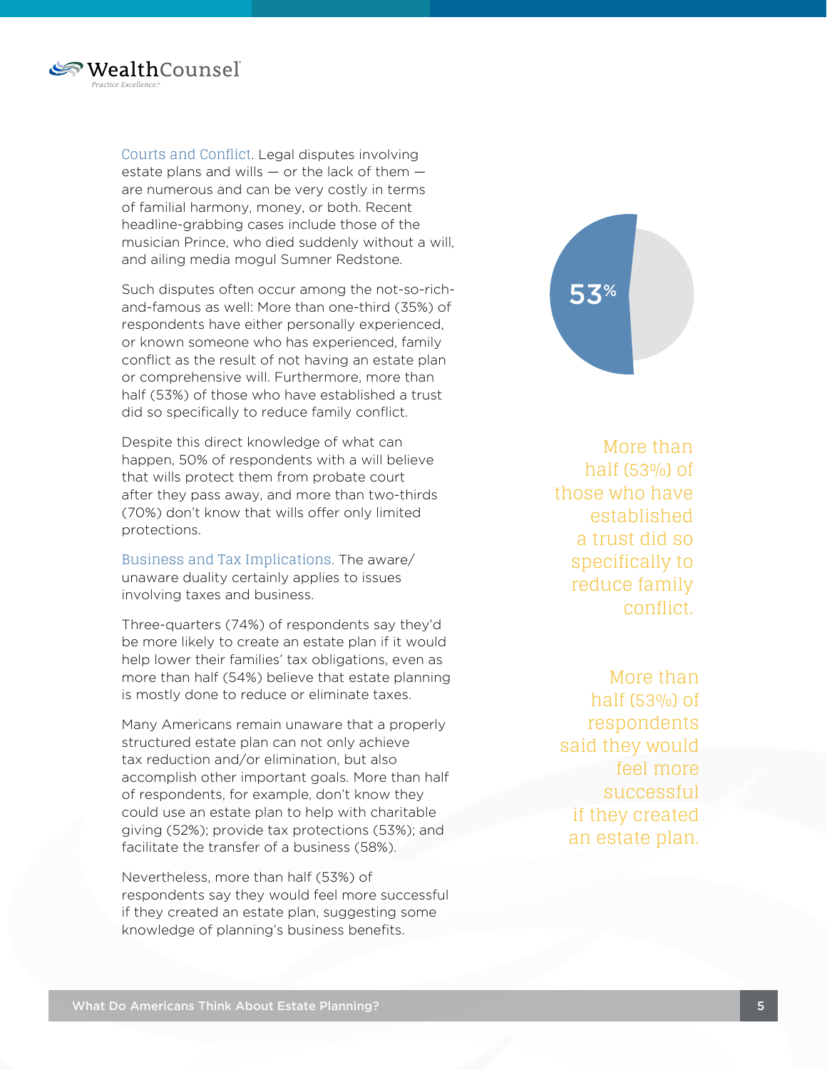**Courts and Conflict.** Legal disputes involving estate plans and wills — or the lack of them — are numerous and can be very costly in terms of familial harmony, money, or both. Recent headline-grabbing cases include those of the musician Prince, who died suddenly without a will, and ailing media mogul Sumner Redstone.

Such disputes often occur among the not-so-rich-and-famous as well: More than one-third (35%) of respondents have either personally experienced, or known someone who has experienced, family conflict as the result of not having an estate plan or comprehensive will. Furthermore, more than half (53%) of those who have established a trust did so specifically to reduce family conflict.

Despite this direct knowledge of what can happen, 50% of respondents with a will believe that wills protect them from probate court after they pass away, and more than two-thirds (70%) don't know that wills offer only limited protections.

**Business and Tax Implications.** The aware/unaware duality certainly applies to issues involving taxes and business.

Three-quarters (74%) of respondents say they'd be more likely to create an estate plan if it would help lower their families' tax obligations, even as more than half (54%) believe that estate planning is mostly done to reduce or eliminate taxes.

Many Americans remain unaware that a properly structured estate plan can not only achieve tax reduction and/or elimination, but also accomplish other important goals. More than half of respondents, for example, don't know they could use an estate plan to help with charitable giving (52%); provide tax protections (53%); and facilitate the transfer of a business (58%).

Nevertheless, more than half (53%) of respondents say they would feel more successful if they created an estate plan, suggesting some knowledge of planning's business benefits.

53%

> More than half (53%) of those who have established a trust did so specifically to reduce family conflict.

> More than half (53%) of respondents said they would feel more successful if they created an estate plan.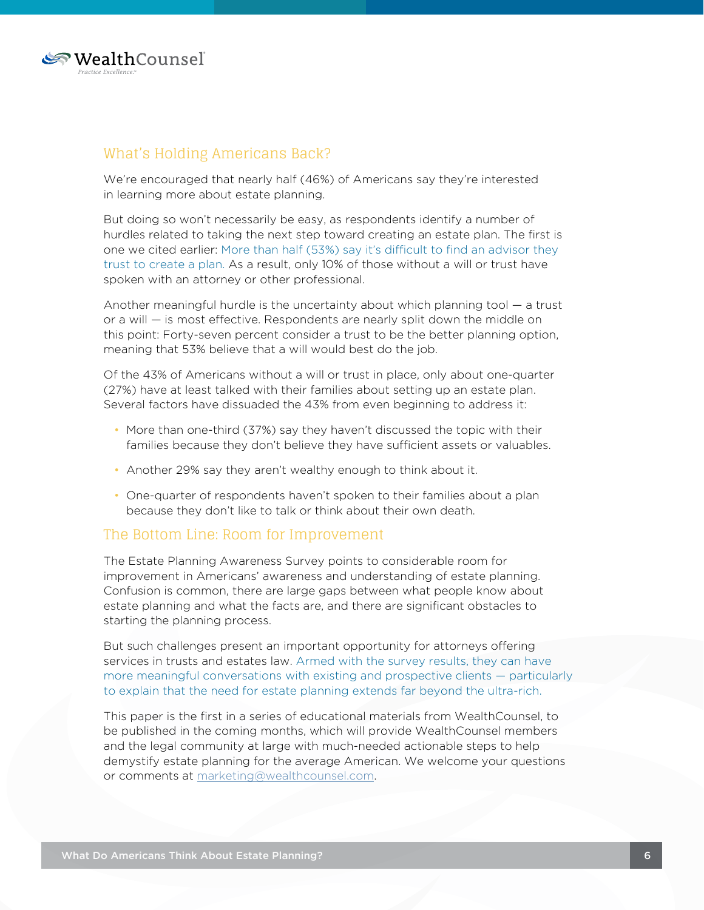## What's Holding Americans Back?

We're encouraged that nearly half (46%) of Americans say they're interested in learning more about estate planning.

But doing so won't necessarily be easy, as respondents identify a number of hurdles related to taking the next step toward creating an estate plan. The first is one we cited earlier: More than half (53%) say it's difficult to find an advisor they trust to create a plan. As a result, only 10% of those without a will or trust have spoken with an attorney or other professional.

Another meaningful hurdle is the uncertainty about which planning tool — a trust or a will — is most effective. Respondents are nearly split down the middle on this point: Forty-seven percent consider a trust to be the better planning option, meaning that 53% believe that a will would best do the job.

Of the 43% of Americans without a will or trust in place, only about one-quarter (27%) have at least talked with their families about setting up an estate plan. Several factors have dissuaded the 43% from even beginning to address it:

- More than one-third (37%) say they haven't discussed the topic with their families because they don't believe they have sufficient assets or valuables.
- Another 29% say they aren't wealthy enough to think about it.
- One-quarter of respondents haven't spoken to their families about a plan because they don't like to talk or think about their own death.

## The Bottom Line: Room for Improvement

The Estate Planning Awareness Survey points to considerable room for improvement in Americans' awareness and understanding of estate planning. Confusion is common, there are large gaps between what people know about estate planning and what the facts are, and there are significant obstacles to starting the planning process.

But such challenges present an important opportunity for attorneys offering services in trusts and estates law. Armed with the survey results, they can have more meaningful conversations with existing and prospective clients — particularly to explain that the need for estate planning extends far beyond the ultra-rich.

This paper is the first in a series of educational materials from WealthCounsel, to be published in the coming months, which will provide WealthCounsel members and the legal community at large with much-needed actionable steps to help demystify estate planning for the average American. We welcome your questions or comments at marketing@wealthcounsel.com.